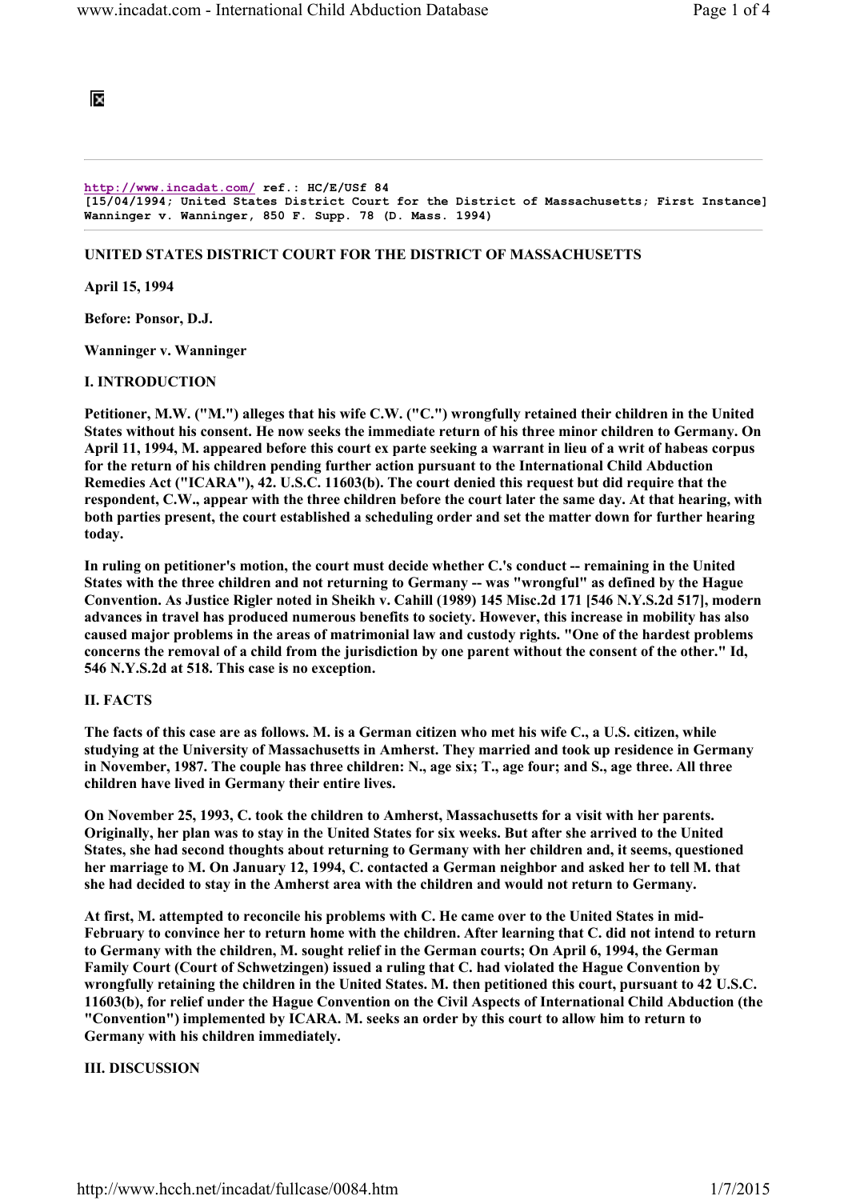http://www.incadat.com/ **ref.: HC/E/USf 84**
**[15/04/1994; United States District Court for the District of Massachusetts; First Instance]**
**Wanninger v. Wanninger, 850 F. Supp. 78 (D. Mass. 1994)**

---

**UNITED STATES DISTRICT COURT FOR THE DISTRICT OF MASSACHUSETTS**

**April 15, 1994**

**Before: Ponsor, D.J.**

**Wanninger v. Wanninger**

**I. INTRODUCTION**

**Petitioner, M.W. ("M.") alleges that his wife C.W. ("C.") wrongfully retained their children in the United States without his consent. He now seeks the immediate return of his three minor children to Germany. On April 11, 1994, M. appeared before this court ex parte seeking a warrant in lieu of a writ of habeas corpus for the return of his children pending further action pursuant to the International Child Abduction Remedies Act ("ICARA"), 42. U.S.C. 11603(b). The court denied this request but did require that the respondent, C.W., appear with the three children before the court later the same day. At that hearing, with both parties present, the court established a scheduling order and set the matter down for further hearing today.**

**In ruling on petitioner's motion, the court must decide whether C.'s conduct -- remaining in the United States with the three children and not returning to Germany -- was "wrongful" as defined by the Hague Convention. As Justice Rigler noted in Sheikh v. Cahill (1989) 145 Misc.2d 171 [546 N.Y.S.2d 517], modern advances in travel has produced numerous benefits to society. However, this increase in mobility has also caused major problems in the areas of matrimonial law and custody rights. "One of the hardest problems concerns the removal of a child from the jurisdiction by one parent without the consent of the other." Id, 546 N.Y.S.2d at 518. This case is no exception.**

**II. FACTS**

**The facts of this case are as follows. M. is a German citizen who met his wife C., a U.S. citizen, while studying at the University of Massachusetts in Amherst. They married and took up residence in Germany in November, 1987. The couple has three children: N., age six; T., age four; and S., age three. All three children have lived in Germany their entire lives.**

**On November 25, 1993, C. took the children to Amherst, Massachusetts for a visit with her parents. Originally, her plan was to stay in the United States for six weeks. But after she arrived to the United States, she had second thoughts about returning to Germany with her children and, it seems, questioned her marriage to M. On January 12, 1994, C. contacted a German neighbor and asked her to tell M. that she had decided to stay in the Amherst area with the children and would not return to Germany.**

**At first, M. attempted to reconcile his problems with C. He came over to the United States in mid-February to convince her to return home with the children. After learning that C. did not intend to return to Germany with the children, M. sought relief in the German courts; On April 6, 1994, the German Family Court (Court of Schwetzingen) issued a ruling that C. had violated the Hague Convention by wrongfully retaining the children in the United States. M. then petitioned this court, pursuant to 42 U.S.C. 11603(b), for relief under the Hague Convention on the Civil Aspects of International Child Abduction (the "Convention") implemented by ICARA. M. seeks an order by this court to allow him to return to Germany with his children immediately.**

**III. DISCUSSION**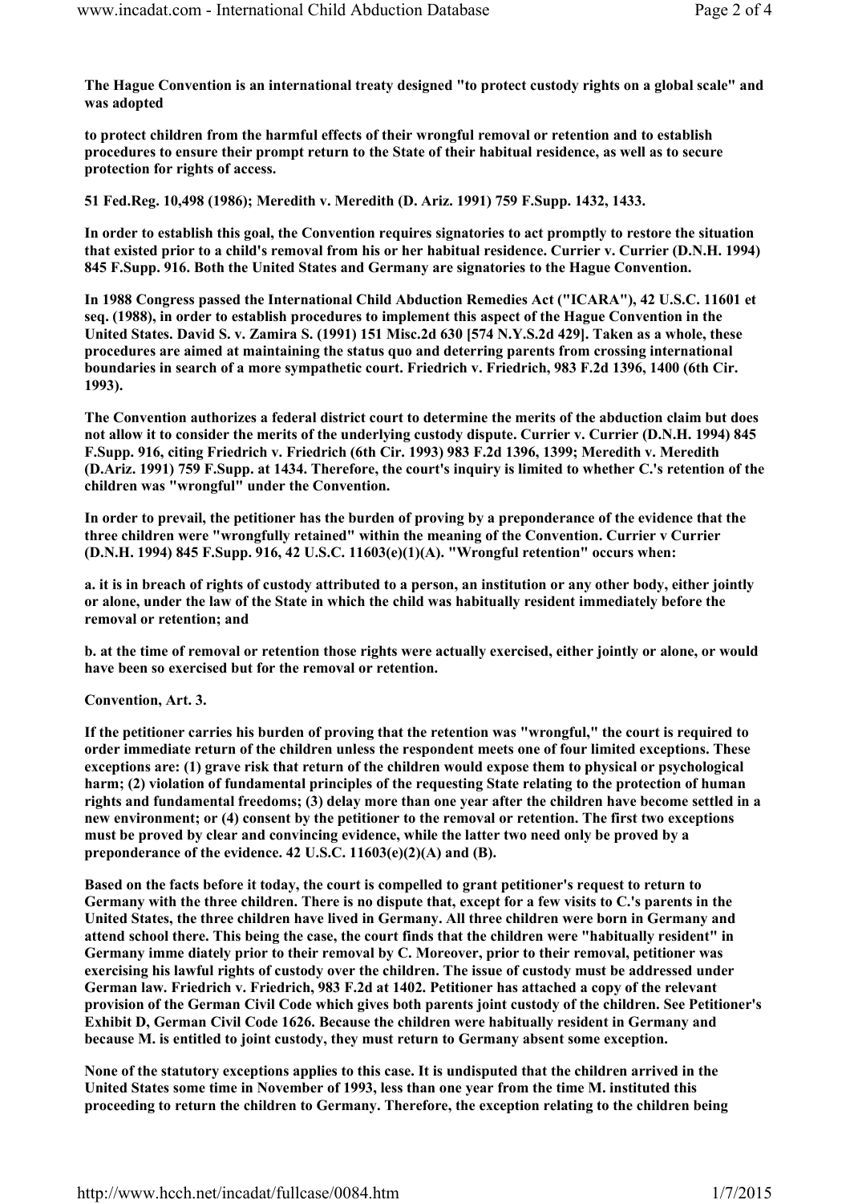**The Hague Convention is an international treaty designed "to protect custody rights on a global scale" and was adopted**

**to protect children from the harmful effects of their wrongful removal or retention and to establish procedures to ensure their prompt return to the State of their habitual residence, as well as to secure protection for rights of access.**

**51 Fed.Reg. 10,498 (1986); Meredith v. Meredith (D. Ariz. 1991) 759 F.Supp. 1432, 1433.**

**In order to establish this goal, the Convention requires signatories to act promptly to restore the situation that existed prior to a child's removal from his or her habitual residence. Currier v. Currier (D.N.H. 1994) 845 F.Supp. 916. Both the United States and Germany are signatories to the Hague Convention.**

**In 1988 Congress passed the International Child Abduction Remedies Act ("ICARA"), 42 U.S.C. 11601 et seq. (1988), in order to establish procedures to implement this aspect of the Hague Convention in the United States. David S. v. Zamira S. (1991) 151 Misc.2d 630 [574 N.Y.S.2d 429]. Taken as a whole, these procedures are aimed at maintaining the status quo and deterring parents from crossing international boundaries in search of a more sympathetic court. Friedrich v. Friedrich, 983 F.2d 1396, 1400 (6th Cir. 1993).**

**The Convention authorizes a federal district court to determine the merits of the abduction claim but does not allow it to consider the merits of the underlying custody dispute. Currier v. Currier (D.N.H. 1994) 845 F.Supp. 916, citing Friedrich v. Friedrich (6th Cir. 1993) 983 F.2d 1396, 1399; Meredith v. Meredith (D.Ariz. 1991) 759 F.Supp. at 1434. Therefore, the court's inquiry is limited to whether C.'s retention of the children was "wrongful" under the Convention.**

**In order to prevail, the petitioner has the burden of proving by a preponderance of the evidence that the three children were "wrongfully retained" within the meaning of the Convention. Currier v Currier (D.N.H. 1994) 845 F.Supp. 916, 42 U.S.C. 11603(e)(1)(A). "Wrongful retention" occurs when:**

**a. it is in breach of rights of custody attributed to a person, an institution or any other body, either jointly or alone, under the law of the State in which the child was habitually resident immediately before the removal or retention; and**

**b. at the time of removal or retention those rights were actually exercised, either jointly or alone, or would have been so exercised but for the removal or retention.**

**Convention, Art. 3.**

**If the petitioner carries his burden of proving that the retention was "wrongful," the court is required to order immediate return of the children unless the respondent meets one of four limited exceptions. These exceptions are: (1) grave risk that return of the children would expose them to physical or psychological harm; (2) violation of fundamental principles of the requesting State relating to the protection of human rights and fundamental freedoms; (3) delay more than one year after the children have become settled in a new environment; or (4) consent by the petitioner to the removal or retention. The first two exceptions must be proved by clear and convincing evidence, while the latter two need only be proved by a preponderance of the evidence. 42 U.S.C. 11603(e)(2)(A) and (B).**

**Based on the facts before it today, the court is compelled to grant petitioner's request to return to Germany with the three children. There is no dispute that, except for a few visits to C.'s parents in the United States, the three children have lived in Germany. All three children were born in Germany and attend school there. This being the case, the court finds that the children were "habitually resident" in Germany imme diately prior to their removal by C. Moreover, prior to their removal, petitioner was exercising his lawful rights of custody over the children. The issue of custody must be addressed under German law. Friedrich v. Friedrich, 983 F.2d at 1402. Petitioner has attached a copy of the relevant provision of the German Civil Code which gives both parents joint custody of the children. See Petitioner's Exhibit D, German Civil Code 1626. Because the children were habitually resident in Germany and because M. is entitled to joint custody, they must return to Germany absent some exception.**

**None of the statutory exceptions applies to this case. It is undisputed that the children arrived in the United States some time in November of 1993, less than one year from the time M. instituted this proceeding to return the children to Germany. Therefore, the exception relating to the children being**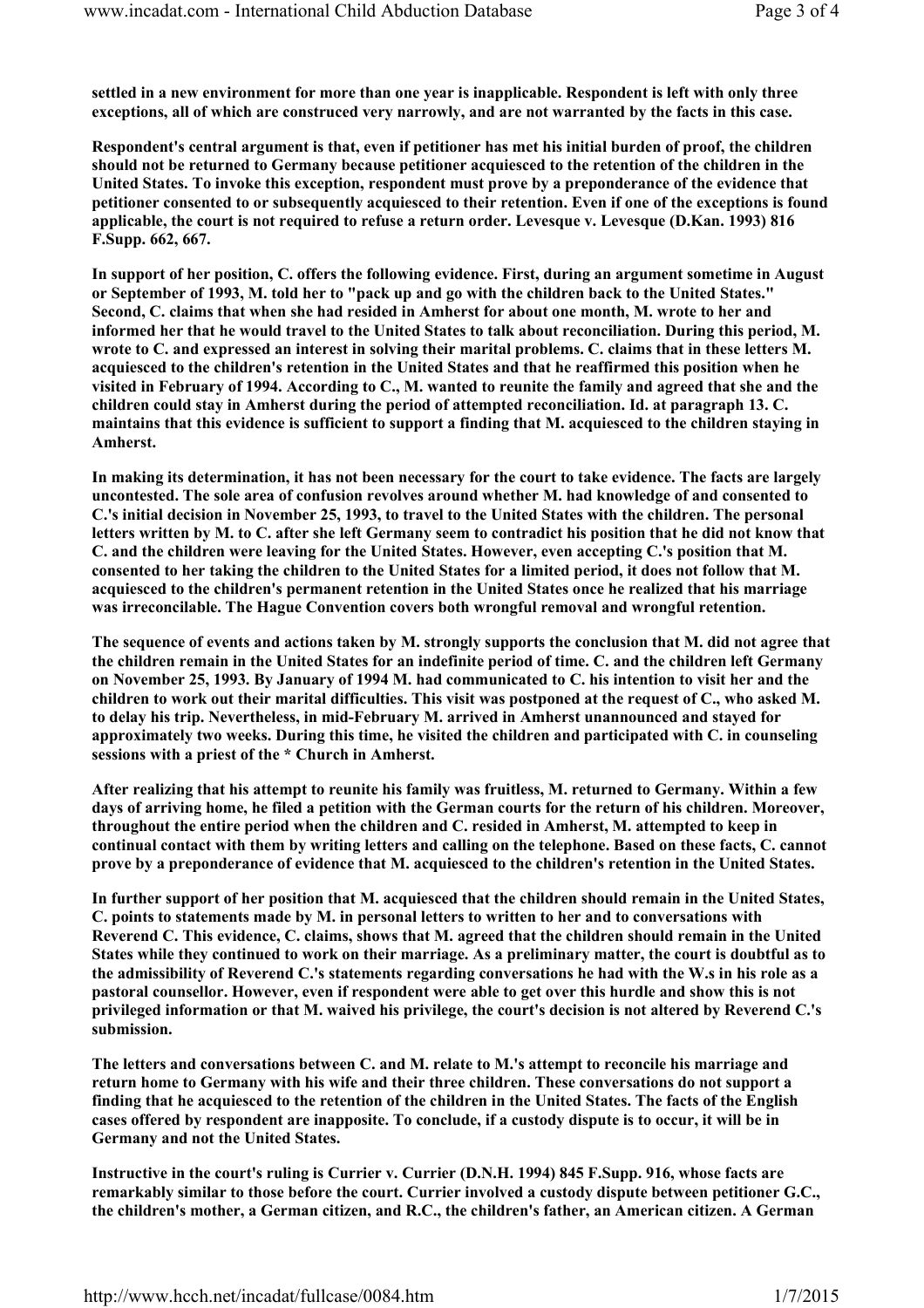**settled in a new environment for more than one year is inapplicable. Respondent is left with only three exceptions, all of which are construced very narrowly, and are not warranted by the facts in this case.**

**Respondent's central argument is that, even if petitioner has met his initial burden of proof, the children should not be returned to Germany because petitioner acquiesced to the retention of the children in the United States. To invoke this exception, respondent must prove by a preponderance of the evidence that petitioner consented to or subsequently acquiesced to their retention. Even if one of the exceptions is found applicable, the court is not required to refuse a return order. Levesque v. Levesque (D.Kan. 1993) 816 F.Supp. 662, 667.**

**In support of her position, C. offers the following evidence. First, during an argument sometime in August or September of 1993, M. told her to "pack up and go with the children back to the United States." Second, C. claims that when she had resided in Amherst for about one month, M. wrote to her and informed her that he would travel to the United States to talk about reconciliation. During this period, M. wrote to C. and expressed an interest in solving their marital problems. C. claims that in these letters M. acquiesced to the children's retention in the United States and that he reaffirmed this position when he visited in February of 1994. According to C., M. wanted to reunite the family and agreed that she and the children could stay in Amherst during the period of attempted reconciliation. Id. at paragraph 13. C. maintains that this evidence is sufficient to support a finding that M. acquiesced to the children staying in Amherst.**

**In making its determination, it has not been necessary for the court to take evidence. The facts are largely uncontested. The sole area of confusion revolves around whether M. had knowledge of and consented to C.'s initial decision in November 25, 1993, to travel to the United States with the children. The personal letters written by M. to C. after she left Germany seem to contradict his position that he did not know that C. and the children were leaving for the United States. However, even accepting C.'s position that M. consented to her taking the children to the United States for a limited period, it does not follow that M. acquiesced to the children's permanent retention in the United States once he realized that his marriage was irreconcilable. The Hague Convention covers both wrongful removal and wrongful retention.**

**The sequence of events and actions taken by M. strongly supports the conclusion that M. did not agree that the children remain in the United States for an indefinite period of time. C. and the children left Germany on November 25, 1993. By January of 1994 M. had communicated to C. his intention to visit her and the children to work out their marital difficulties. This visit was postponed at the request of C., who asked M. to delay his trip. Nevertheless, in mid-February M. arrived in Amherst unannounced and stayed for approximately two weeks. During this time, he visited the children and participated with C. in counseling sessions with a priest of the * Church in Amherst.**

**After realizing that his attempt to reunite his family was fruitless, M. returned to Germany. Within a few days of arriving home, he filed a petition with the German courts for the return of his children. Moreover, throughout the entire period when the children and C. resided in Amherst, M. attempted to keep in continual contact with them by writing letters and calling on the telephone. Based on these facts, C. cannot prove by a preponderance of evidence that M. acquiesced to the children's retention in the United States.**

**In further support of her position that M. acquiesced that the children should remain in the United States, C. points to statements made by M. in personal letters to written to her and to conversations with Reverend C. This evidence, C. claims, shows that M. agreed that the children should remain in the United States while they continued to work on their marriage. As a preliminary matter, the court is doubtful as to the admissibility of Reverend C.'s statements regarding conversations he had with the W.s in his role as a pastoral counsellor. However, even if respondent were able to get over this hurdle and show this is not privileged information or that M. waived his privilege, the court's decision is not altered by Reverend C.'s submission.**

**The letters and conversations between C. and M. relate to M.'s attempt to reconcile his marriage and return home to Germany with his wife and their three children. These conversations do not support a finding that he acquiesced to the retention of the children in the United States. The facts of the English cases offered by respondent are inapposite. To conclude, if a custody dispute is to occur, it will be in Germany and not the United States.**

**Instructive in the court's ruling is Currier v. Currier (D.N.H. 1994) 845 F.Supp. 916, whose facts are remarkably similar to those before the court. Currier involved a custody dispute between petitioner G.C., the children's mother, a German citizen, and R.C., the children's father, an American citizen. A German**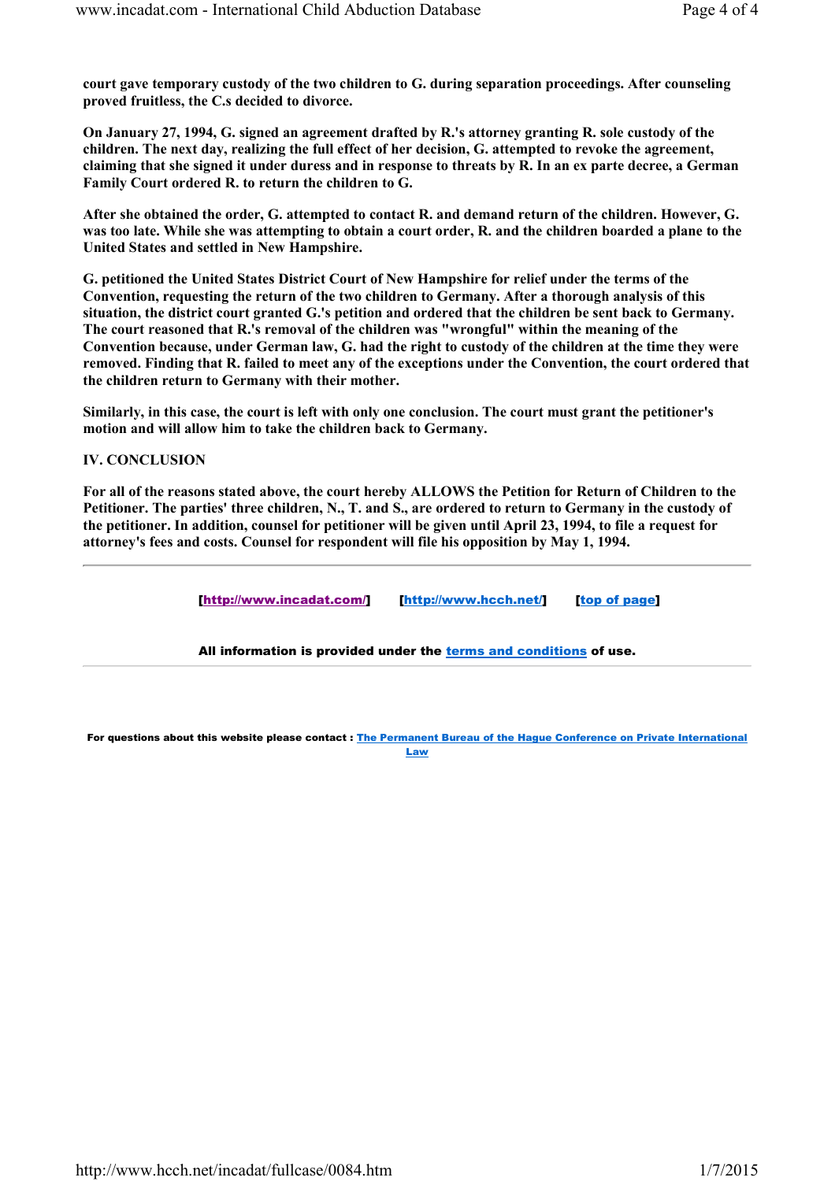**court gave temporary custody of the two children to G. during separation proceedings. After counseling proved fruitless, the C.s decided to divorce.**

**On January 27, 1994, G. signed an agreement drafted by R.'s attorney granting R. sole custody of the children. The next day, realizing the full effect of her decision, G. attempted to revoke the agreement, claiming that she signed it under duress and in response to threats by R. In an ex parte decree, a German Family Court ordered R. to return the children to G.**

**After she obtained the order, G. attempted to contact R. and demand return of the children. However, G. was too late. While she was attempting to obtain a court order, R. and the children boarded a plane to the United States and settled in New Hampshire.**

**G. petitioned the United States District Court of New Hampshire for relief under the terms of the Convention, requesting the return of the two children to Germany. After a thorough analysis of this situation, the district court granted G.'s petition and ordered that the children be sent back to Germany. The court reasoned that R.'s removal of the children was "wrongful" within the meaning of the Convention because, under German law, G. had the right to custody of the children at the time they were removed. Finding that R. failed to meet any of the exceptions under the Convention, the court ordered that the children return to Germany with their mother.**

**Similarly, in this case, the court is left with only one conclusion. The court must grant the petitioner's motion and will allow him to take the children back to Germany.**

**IV. CONCLUSION**

**For all of the reasons stated above, the court hereby ALLOWS the Petition for Return of Children to the Petitioner. The parties' three children, N., T. and S., are ordered to return to Germany in the custody of the petitioner. In addition, counsel for petitioner will be given until April 23, 1994, to file a request for attorney's fees and costs. Counsel for respondent will file his opposition by May 1, 1994.**

---

**[http://www.incadat.com/] [http://www.hcch.net/] [top of page]**

**All information is provided under the terms and conditions of use.**

---

**For questions about this website please contact : The Permanent Bureau of the Hague Conference on Private International Law**